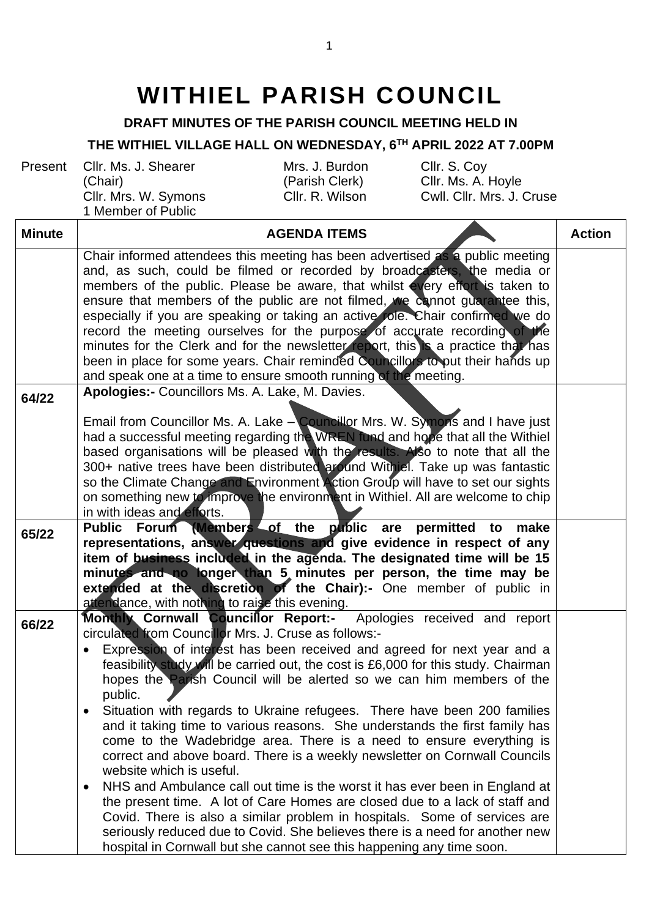# WITHIEL PARISH COUNCIL

**DRAFT MINUTES OF THE PARISH COUNCIL MEETING HELD IN**

**THE WITHIEL VILLAGE HALL ON WEDNESDAY, 6TH APRIL 2022 AT 7.00PM**

| Present | | | |
|---|---|---|---|
| | Cllr. Ms. J. Shearer (Chair) | Mrs. J. Burdon (Parish Clerk) | Cllr. S. Coy |
| | | | Cllr. Ms. A. Hoyle |
| | Cllr. Mrs. W. Symons | Cllr. R. Wilson | Cwll. Cllr. Mrs. J. Cruse |
| | 1 Member of Public | | |

| Minute | AGENDA ITEMS | Action |
|---|---|---|
| | Chair informed attendees this meeting has been advertised as a public meeting and, as such, could be filmed or recorded by broadcasters, the media or members of the public. Please be aware, that whilst every effort is taken to ensure that members of the public are not filmed, we cannot guarantee this, especially if you are speaking or taking an active role. Chair confirmed we do record the meeting ourselves for the purpose of accurate recording of the minutes for the Clerk and for the newsletter report, this is a practice that has been in place for some years. Chair reminded Councillors to put their hands up and speak one at a time to ensure smooth running of the meeting. | |
| 64/22 | **Apologies:-** Councillors Ms. A. Lake, M. Davies.<br><br>Email from Councillor Ms. A. Lake – Councillor Mrs. W. Symons and I have just had a successful meeting regarding the WREN fund and hope that all the Withiel based organisations will be pleased with the results. Also to note that all the 300+ native trees have been distributed around Withiel. Take up was fantastic so the Climate Change and Environment Action Group will have to set our sights on something new to improve the environment in Withiel. All are welcome to chip in with ideas and efforts. | |
| 65/22 | **Public Forum (Members of the public are permitted to make representations, answer questions and give evidence in respect of any item of business included in the agenda. The designated time will be 15 minutes and no longer than 5 minutes per person, the time may be extended at the discretion of the Chair):-** One member of public in attendance, with nothing to raise this evening. | |
| 66/22 | **Monthly Cornwall Councillor Report:-** Apologies received and report circulated from Councillor Mrs. J. Cruse as follows:-<br>• Expression of interest has been received and agreed for next year and a feasibility study will be carried out, the cost is £6,000 for this study. Chairman hopes the Parish Council will be alerted so we can him members of the public.<br>• Situation with regards to Ukraine refugees. There have been 200 families and it taking time to various reasons. She understands the first family has come to the Wadebridge area. There is a need to ensure everything is correct and above board. There is a weekly newsletter on Cornwall Councils website which is useful.<br>• NHS and Ambulance call out time is the worst it has ever been in England at the present time. A lot of Care Homes are closed due to a lack of staff and Covid. There is also a similar problem in hospitals. Some of services are seriously reduced due to Covid. She believes there is a need for another new hospital in Cornwall but she cannot see this happening any time soon. | |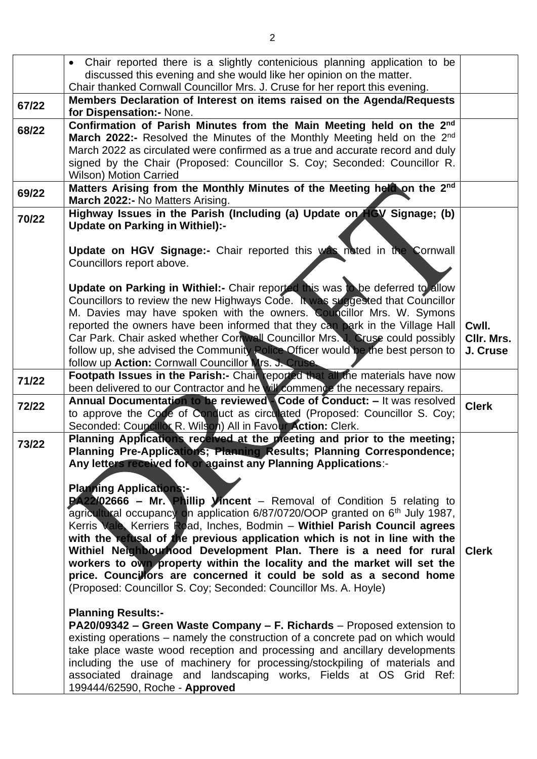| | | |
|---|---|---|
| | • Chair reported there is a slightly contenicious planning application to be discussed this evening and she would like her opinion on the matter.<br>Chair thanked Cornwall Councillor Mrs. J. Cruse for her report this evening. | |
| **67/22** | **Members Declaration of Interest on items raised on the Agenda/Requests for Dispensation:-** None. | |
| **68/22** | **Confirmation of Parish Minutes from the Main Meeting held on the 2nd March 2022:-** Resolved the Minutes of the Monthly Meeting held on the 2nd March 2022 as circulated were confirmed as a true and accurate record and duly signed by the Chair (Proposed: Councillor S. Coy; Seconded: Councillor R. Wilson) Motion Carried | |
| **69/22** | **Matters Arising from the Monthly Minutes of the Meeting held on the 2nd March 2022:-** No Matters Arising. | |
| **70/22** | **Highway Issues in the Parish (Including (a) Update on HGV Signage; (b) Update on Parking in Withiel):-**<br><br>**Update on HGV Signage:-** Chair reported this was noted in the Cornwall Councillors report above.<br><br>**Update on Parking in Withiel:-** Chair reported this was to be deferred to allow Councillors to review the new Highways Code. It was suggested that Councillor M. Davies may have spoken with the owners. Councillor Mrs. W. Symons reported the owners have been informed that they can park in the Village Hall Car Park. Chair asked whether Cornwall Councillor Mrs. J. Cruse could possibly follow up, she advised the Community Police Officer would be the best person to follow up **Action:** Cornwall Councillor Mrs. J. Cruse. | **Cwll. Cllr. Mrs. J. Cruse** |
| **71/22** | **Footpath Issues in the Parish:-** Chair reported that all the materials have now been delivered to our Contractor and he will commence the necessary repairs. | |
| **72/22** | **Annual Documentation to be reviewed - Code of Conduct: –** It was resolved to approve the Code of Conduct as circulated (Proposed: Councillor S. Coy; Seconded: Councillor R. Wilson) All in Favour **Action:** Clerk. | **Clerk** |
| **73/22** | **Planning Applications received at the meeting and prior to the meeting; Planning Pre-Applications; Planning Results; Planning Correspondence; Any letters received for or against any Planning Applications**:-<br><br>**Planning Applications:-**<br>**PA22/02666 – Mr. Phillip Vincent** – Removal of Condition 5 relating to agricultural occupancy on application 6/87/0720/OOP granted on 6th July 1987, Kerris Vale, Kerriers Road, Inches, Bodmin – **Withiel Parish Council agrees with the refusal of the previous application which is not in line with the Withiel Neighbourhood Development Plan. There is a need for rural workers to own property within the locality and the market will set the price. Councillors are concerned it could be sold as a second home** (Proposed: Councillor S. Coy; Seconded: Councillor Ms. A. Hoyle)<br><br>**Planning Results:-**<br>**PA20/09342 – Green Waste Company – F. Richards** – Proposed extension to existing operations – namely the construction of a concrete pad on which would take place waste wood reception and processing and ancillary developments including the use of machinery for processing/stockpiling of materials and associated drainage and landscaping works, Fields at OS Grid Ref: 199444/62590, Roche - **Approved** | **Clerk** |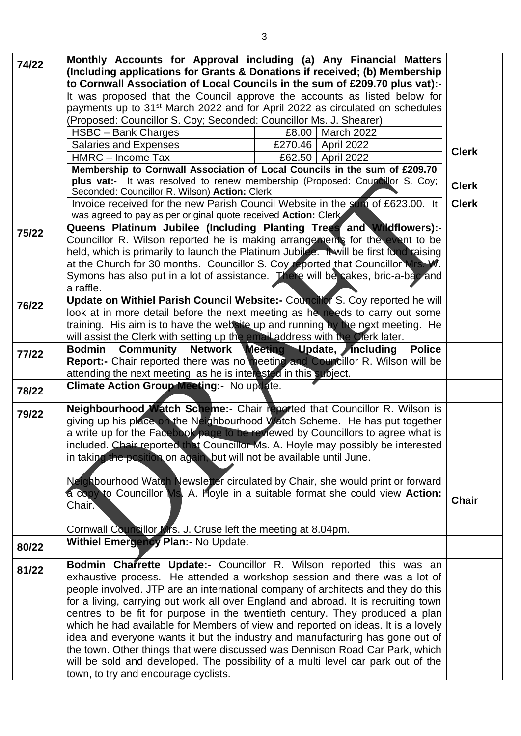| | | |
|---|---|---|
| 74/22 | **Monthly Accounts for Approval including (a) Any Financial Matters (Including applications for Grants & Donations if received; (b) Membership to Cornwall Association of Local Councils in the sum of £209.70 plus vat):-** It was proposed that the Council approve the accounts as listed below for payments up to 31st March 2022 and for April 2022 as circulated on schedules (Proposed: Councillor S. Coy; Seconded: Councillor Ms. J. Shearer)<br><br>HSBC – Bank Charges — £8.00 — March 2022<br>Salaries and Expenses — £270.46 — April 2022<br>HMRC – Income Tax — £62.50 — April 2022<br><br>**Membership to Cornwall Association of Local Councils in the sum of £209.70 plus vat:-** It was resolved to renew membership (Proposed: Councillor S. Coy; Seconded: Councillor R. Wilson) **Action:** Clerk<br><br>Invoice received for the new Parish Council Website in the sum of £623.00. It was agreed to pay as per original quote received **Action:** Clerk | **Clerk**<br><br>**Clerk**<br><br>**Clerk** |
| 75/22 | **Queens Platinum Jubilee (Including Planting Trees and Wildflowers):-** Councillor R. Wilson reported he is making arrangements for the event to be held, which is primarily to launch the Platinum Jubilee. It will be first fund raising at the Church for 30 months. Councillor S. Coy reported that Councillor Mrs. W. Symons has also put in a lot of assistance. There will be cakes, bric-a-bac and a raffle. | |
| 76/22 | **Update on Withiel Parish Council Website:-** Councillor S. Coy reported he will look at in more detail before the next meeting as he needs to carry out some training. His aim is to have the website up and running by the next meeting. He will assist the Clerk with setting up the email address with the Clerk later. | |
| 77/22 | **Bodmin Community Network Meeting Update, Including Police Report:-** Chair reported there was no meeting and Councillor R. Wilson will be attending the next meeting, as he is interested in this subject. | |
| 78/22 | **Climate Action Group Meeting:-** No update. | |
| 79/22 | **Neighbourhood Watch Scheme:-** Chair reported that Councillor R. Wilson is giving up his place on the Neighbourhood Watch Scheme. He has put together a write up for the Facebook page to be reviewed by Councillors to agree what is included. Chair reported that Councillor Ms. A. Hoyle may possibly be interested in taking the position on again, but will not be available until June.<br><br>Neighbourhood Watch Newsletter circulated by Chair, she would print or forward a copy to Councillor Ms. A. Hoyle in a suitable format she could view **Action:** Chair.<br><br>Cornwall Councillor Mrs. J. Cruse left the meeting at 8.04pm. | **Chair** |
| 80/22 | **Withiel Emergency Plan:-** No Update. | |
| 81/22 | **Bodmin Charrette Update:-** Councillor R. Wilson reported this was an exhaustive process. He attended a workshop session and there was a lot of people involved. JTP are an international company of architects and they do this for a living, carrying out work all over England and abroad. It is recruiting town centres to be fit for purpose in the twentieth century. They produced a plan which he had available for Members of view and reported on ideas. It is a lovely idea and everyone wants it but the industry and manufacturing has gone out of the town. Other things that were discussed was Dennison Road Car Park, which will be sold and developed. The possibility of a multi level car park out of the town, to try and encourage cyclists. | |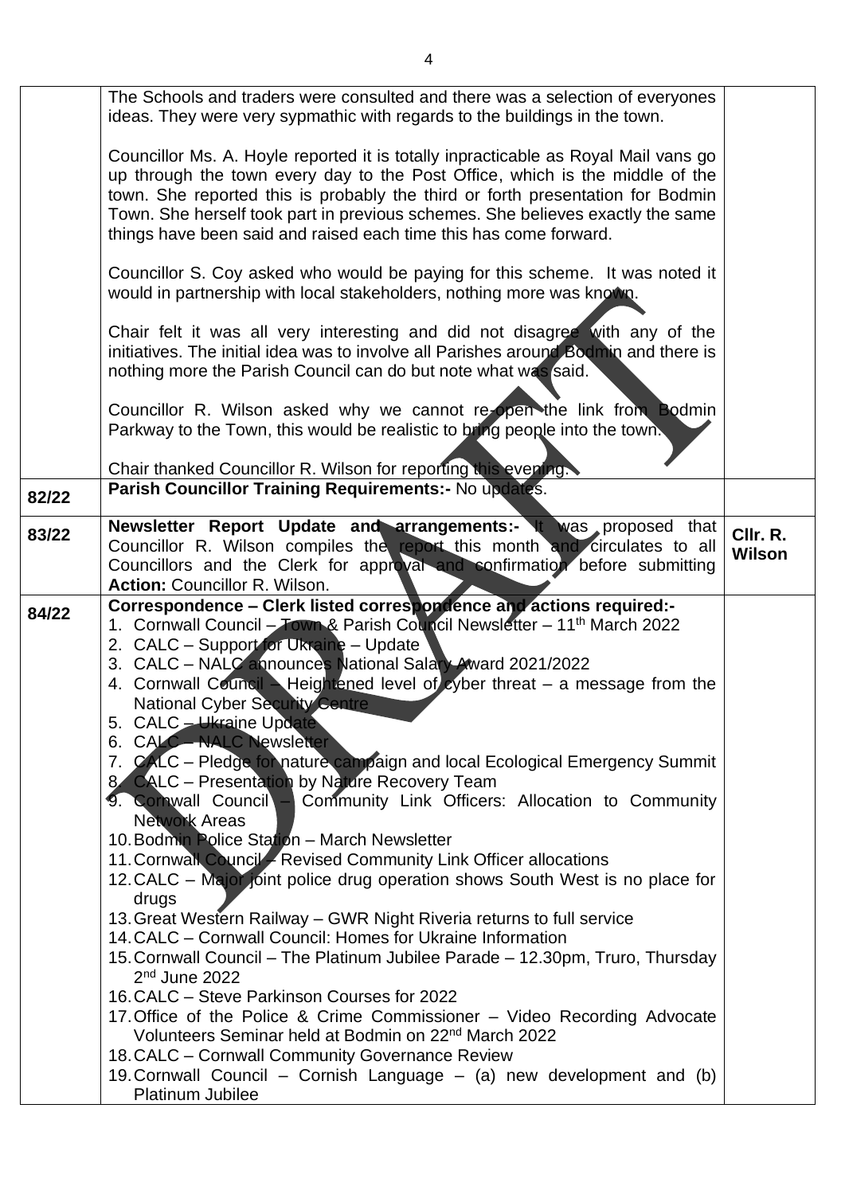| | | |
|---|---|---|
| | The Schools and traders were consulted and there was a selection of everyones ideas. They were very sypmathic with regards to the buildings in the town.<br><br>Councillor Ms. A. Hoyle reported it is totally inpracticable as Royal Mail vans go up through the town every day to the Post Office, which is the middle of the town. She reported this is probably the third or forth presentation for Bodmin Town. She herself took part in previous schemes. She believes exactly the same things have been said and raised each time this has come forward.<br><br>Councillor S. Coy asked who would be paying for this scheme. It was noted it would in partnership with local stakeholders, nothing more was known.<br><br>Chair felt it was all very interesting and did not disagree with any of the initiatives. The initial idea was to involve all Parishes around Bodmin and there is nothing more the Parish Council can do but note what was said.<br><br>Councillor R. Wilson asked why we cannot re-open the link from Bodmin Parkway to the Town, this would be realistic to bring people into the town.<br><br>Chair thanked Councillor R. Wilson for reporting this evening. | |
| 82/22 | **Parish Councillor Training Requirements:-** No updates. | |
| 83/22 | **Newsletter Report Update and arrangements:-** It was proposed that Councillor R. Wilson compiles the report this month and circulates to all Councillors and the Clerk for approval and confirmation before submitting<br>**Action:** Councillor R. Wilson. | **Cllr. R. Wilson** |
| 84/22 | **Correspondence – Clerk listed correspondence and actions required:-**<br>1. Cornwall Council – Town & Parish Council Newsletter – 11th March 2022<br>2. CALC – Support for Ukraine – Update<br>3. CALC – NALC announces National Salary Award 2021/2022<br>4. Cornwall Council – Heightened level of cyber threat – a message from the National Cyber Security Centre<br>5. CALC – Ukraine Update<br>6. CALC – NALC Newsletter<br>7. CALC – Pledge for nature campaign and local Ecological Emergency Summit<br>8. CALC – Presentation by Nature Recovery Team<br>9. Cornwall Council – Community Link Officers: Allocation to Community Network Areas<br>10. Bodmin Police Station – March Newsletter<br>11. Cornwall Council – Revised Community Link Officer allocations<br>12. CALC – Major joint police drug operation shows South West is no place for drugs<br>13. Great Western Railway – GWR Night Riveria returns to full service<br>14. CALC – Cornwall Council: Homes for Ukraine Information<br>15. Cornwall Council – The Platinum Jubilee Parade – 12.30pm, Truro, Thursday 2nd June 2022<br>16. CALC – Steve Parkinson Courses for 2022<br>17. Office of the Police & Crime Commissioner – Video Recording Advocate Volunteers Seminar held at Bodmin on 22nd March 2022<br>18. CALC – Cornwall Community Governance Review<br>19. Cornwall Council – Cornish Language – (a) new development and (b) Platinum Jubilee | |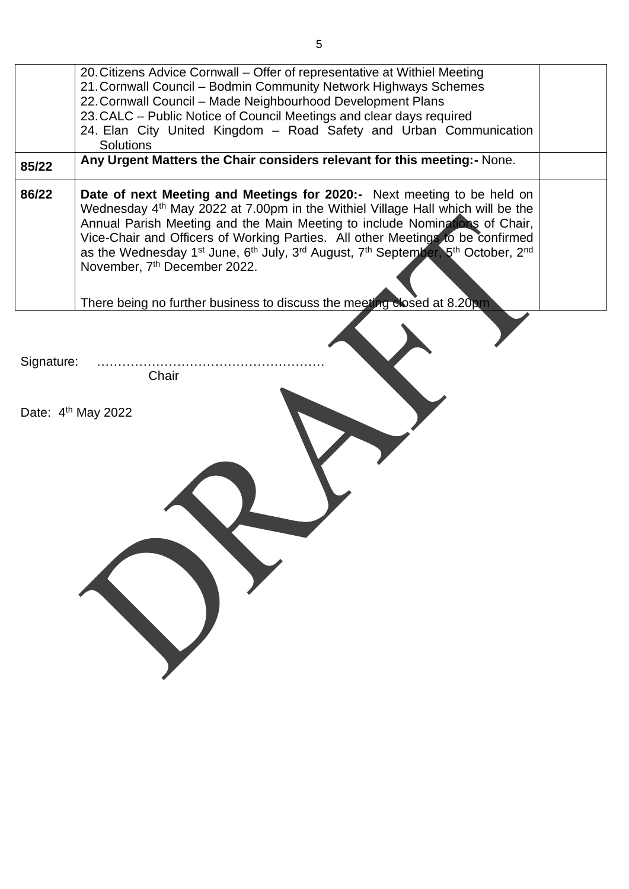| | | |
|---|---|---|
| | 20. Citizens Advice Cornwall – Offer of representative at Withiel Meeting<br>21. Cornwall Council – Bodmin Community Network Highways Schemes<br>22. Cornwall Council – Made Neighbourhood Development Plans<br>23. CALC – Public Notice of Council Meetings and clear days required<br>24. Elan City United Kingdom – Road Safety and Urban Communication Solutions | |
| **85/22** | **Any Urgent Matters the Chair considers relevant for this meeting:-** None. | |
| **86/22** | **Date of next Meeting and Meetings for 2020:-** Next meeting to be held on Wednesday 4th May 2022 at 7.00pm in the Withiel Village Hall which will be the Annual Parish Meeting and the Main Meeting to include Nominations of Chair, Vice-Chair and Officers of Working Parties. All other Meetings to be confirmed as the Wednesday 1st June, 6th July, 3rd August, 7th September, 5th October, 2nd November, 7th December 2022.<br><br>There being no further business to discuss the meeting closed at 8.20pm | |

Signature: ………………………………………………
Chair

Date: 4th May 2022

DRAFT